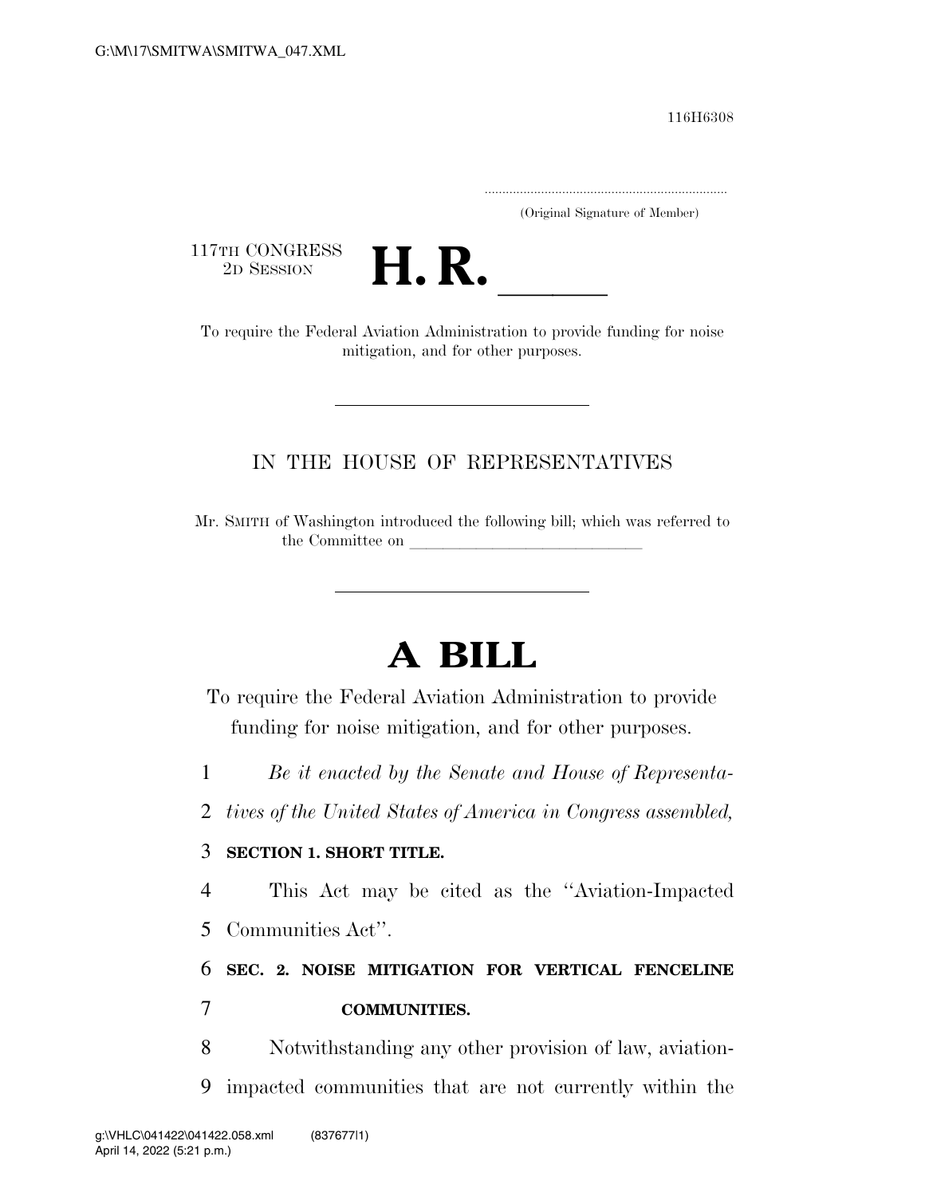116H6308

.....................................................................
(Original Signature of Member)

117TH CONGRESS
2D SESSION

# H. R. \_\_\_\_\_\_

To require the Federal Aviation Administration to provide funding for noise mitigation, and for other purposes.

---

IN THE HOUSE OF REPRESENTATIVES

Mr. SMITH of Washington introduced the following bill; which was referred to the Committee on \_\_\_\_\_\_\_\_\_\_\_\_\_\_\_\_\_\_\_\_\_\_\_\_\_\_\_\_

---

# A BILL

To require the Federal Aviation Administration to provide funding for noise mitigation, and for other purposes.

1 *Be it enacted by the Senate and House of Representa-*
2 *tives of the United States of America in Congress assembled,*

3 **SECTION 1. SHORT TITLE.**

4 This Act may be cited as the "Aviation-Impacted
5 Communities Act".

6 **SEC. 2. NOISE MITIGATION FOR VERTICAL FENCELINE**
7 **COMMUNITIES.**

8 Notwithstanding any other provision of law, aviation-
9 impacted communities that are not currently within the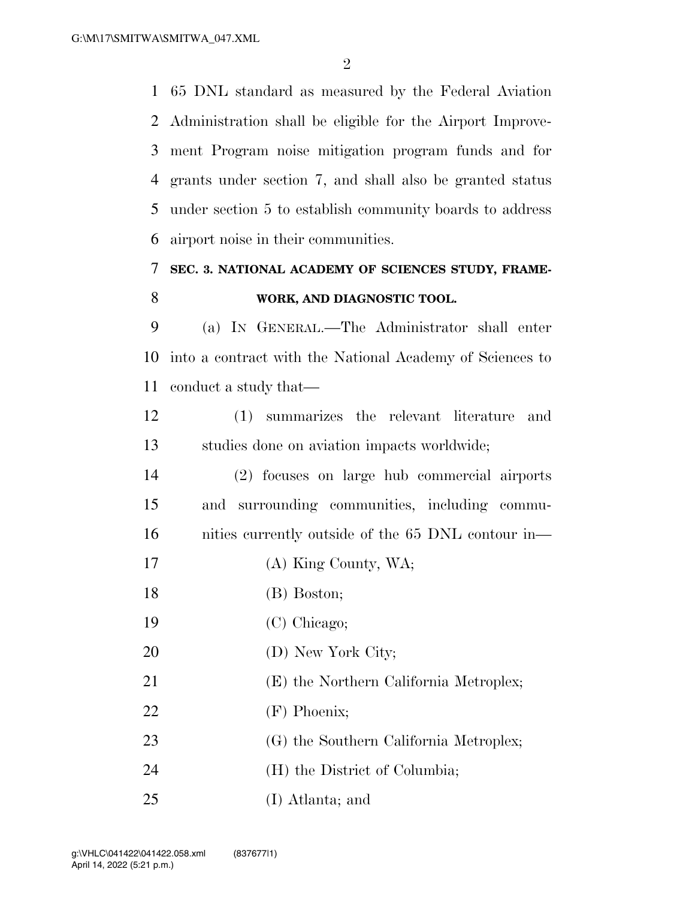65 DNL standard as measured by the Federal Aviation Administration shall be eligible for the Airport Improvement Program noise mitigation program funds and for grants under section 7, and shall also be granted status under section 5 to establish community boards to address airport noise in their communities.

### SEC. 3. NATIONAL ACADEMY OF SCIENCES STUDY, FRAMEWORK, AND DIAGNOSTIC TOOL.

(a) IN GENERAL.—The Administrator shall enter into a contract with the National Academy of Sciences to conduct a study that—

(1) summarizes the relevant literature and studies done on aviation impacts worldwide;

(2) focuses on large hub commercial airports and surrounding communities, including communities currently outside of the 65 DNL contour in—

(A) King County, WA;

(B) Boston;

(C) Chicago;

(D) New York City;

(E) the Northern California Metroplex;

(F) Phoenix;

(G) the Southern California Metroplex;

(H) the District of Columbia;

(I) Atlanta; and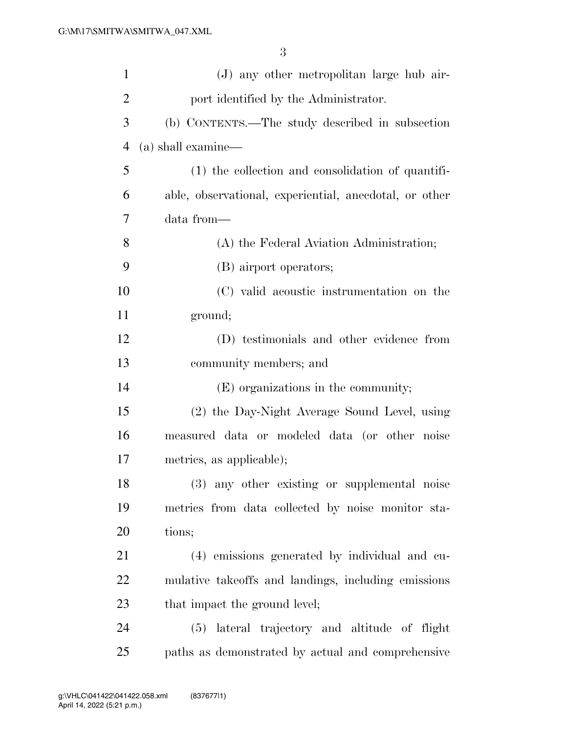(J) any other metropolitan large hub airport identified by the Administrator.

(b) CONTENTS.—The study described in subsection (a) shall examine—

(1) the collection and consolidation of quantifiable, observational, experiential, anecdotal, or other data from—

(A) the Federal Aviation Administration;

(B) airport operators;

(C) valid acoustic instrumentation on the ground;

(D) testimonials and other evidence from community members; and

(E) organizations in the community;

(2) the Day-Night Average Sound Level, using measured data or modeled data (or other noise metrics, as applicable);

(3) any other existing or supplemental noise metrics from data collected by noise monitor stations;

(4) emissions generated by individual and cumulative takeoffs and landings, including emissions that impact the ground level;

(5) lateral trajectory and altitude of flight paths as demonstrated by actual and comprehensive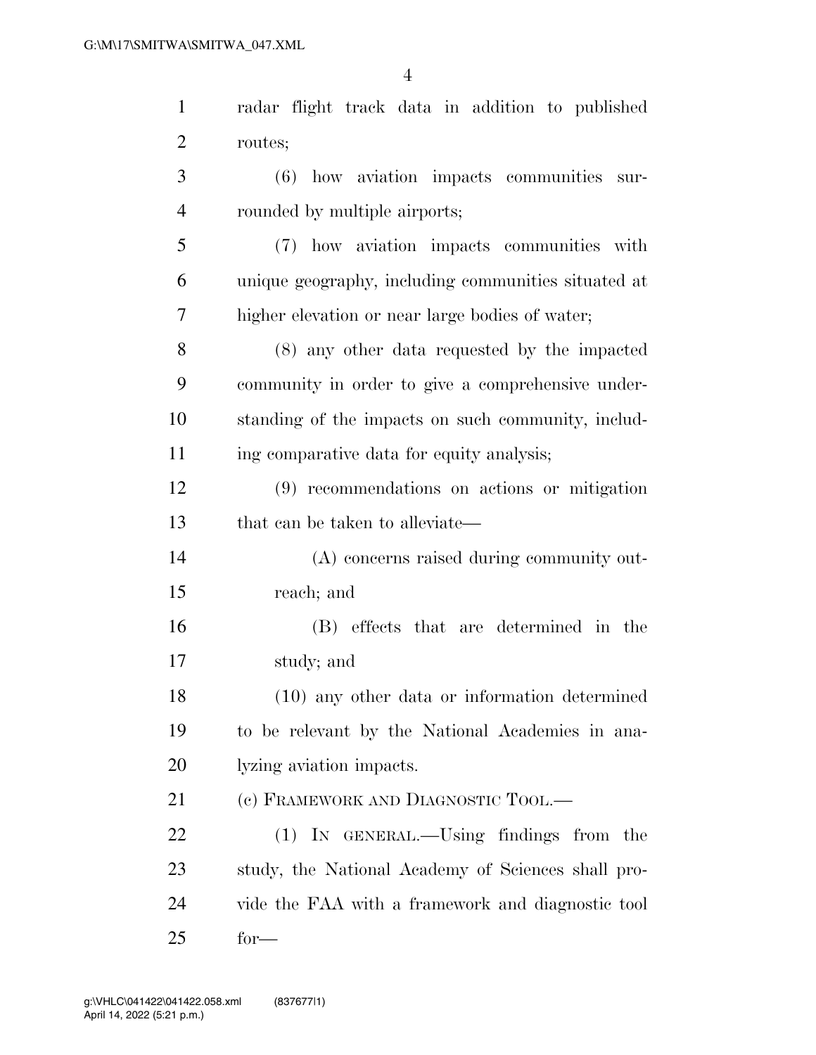radar flight track data in addition to published routes;

(6) how aviation impacts communities surrounded by multiple airports;

(7) how aviation impacts communities with unique geography, including communities situated at higher elevation or near large bodies of water;

(8) any other data requested by the impacted community in order to give a comprehensive understanding of the impacts on such community, including comparative data for equity analysis;

(9) recommendations on actions or mitigation that can be taken to alleviate—

(A) concerns raised during community outreach; and

(B) effects that are determined in the study; and

(10) any other data or information determined to be relevant by the National Academies in analyzing aviation impacts.

(c) FRAMEWORK AND DIAGNOSTIC TOOL.—

(1) IN GENERAL.—Using findings from the study, the National Academy of Sciences shall provide the FAA with a framework and diagnostic tool for—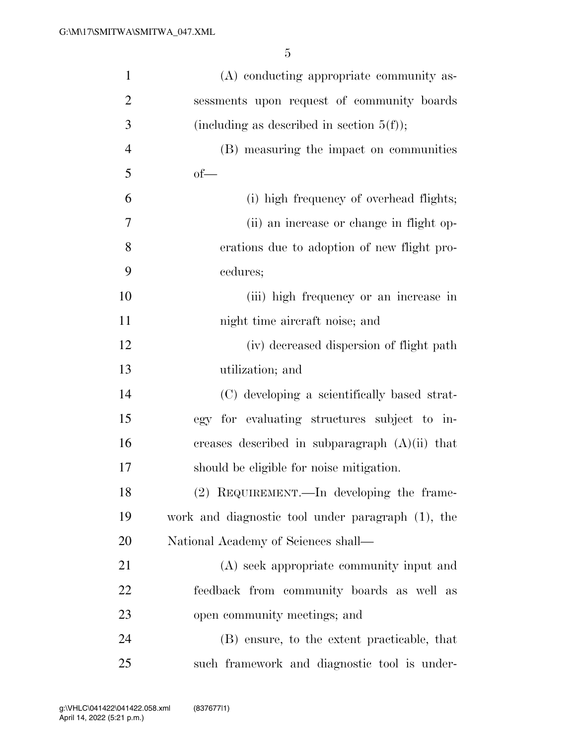(A) conducting appropriate community assessments upon request of community boards (including as described in section 5(f));

(B) measuring the impact on communities of—

(i) high frequency of overhead flights;

(ii) an increase or change in flight operations due to adoption of new flight procedures;

(iii) high frequency or an increase in night time aircraft noise; and

(iv) decreased dispersion of flight path utilization; and

(C) developing a scientifically based strategy for evaluating structures subject to increases described in subparagraph (A)(ii) that should be eligible for noise mitigation.

(2) REQUIREMENT.—In developing the framework and diagnostic tool under paragraph (1), the National Academy of Sciences shall—

(A) seek appropriate community input and feedback from community boards as well as open community meetings; and

(B) ensure, to the extent practicable, that such framework and diagnostic tool is under-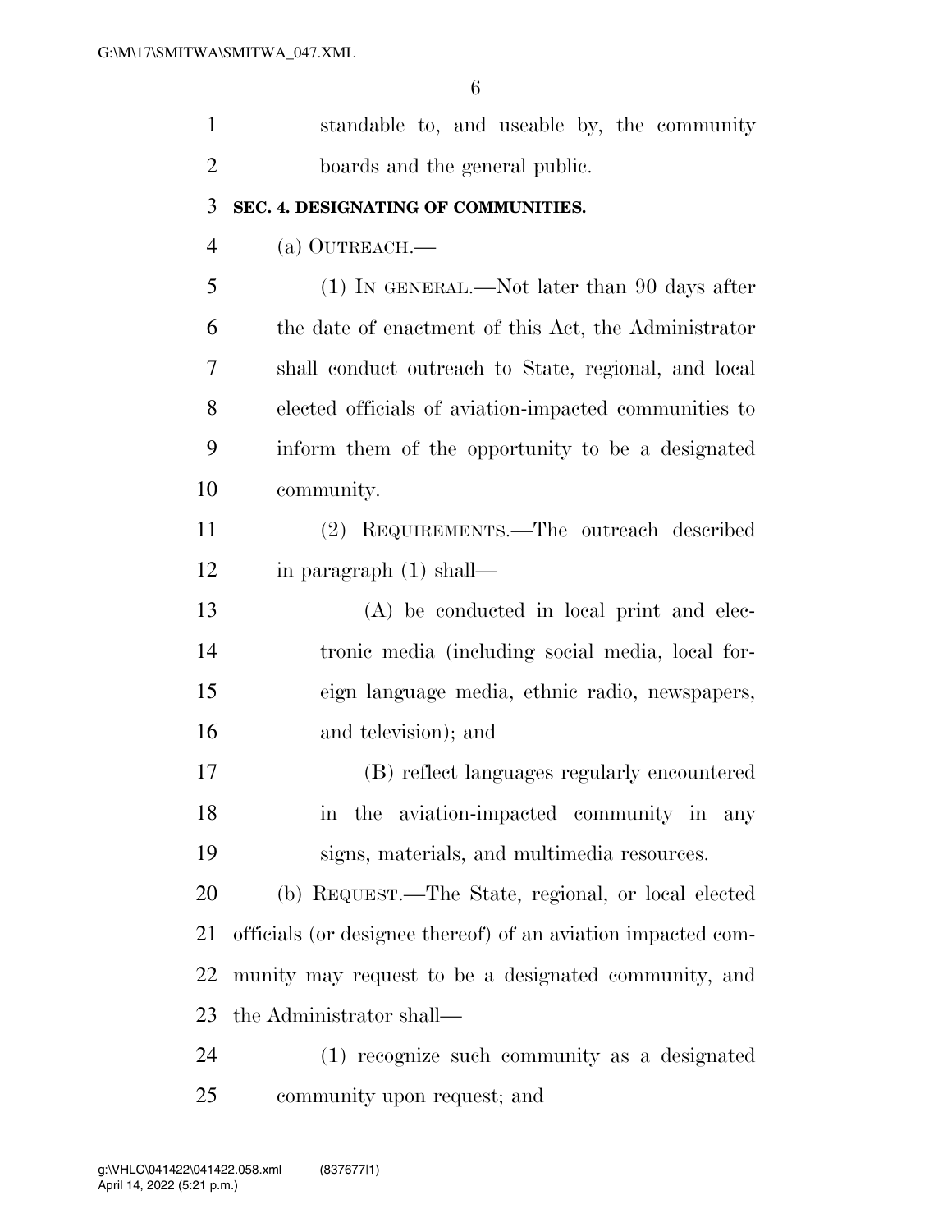standable to, and useable by, the community boards and the general public.

**SEC. 4. DESIGNATING OF COMMUNITIES.**

(a) OUTREACH.—

(1) IN GENERAL.—Not later than 90 days after the date of enactment of this Act, the Administrator shall conduct outreach to State, regional, and local elected officials of aviation-impacted communities to inform them of the opportunity to be a designated community.

(2) REQUIREMENTS.—The outreach described in paragraph (1) shall—

(A) be conducted in local print and electronic media (including social media, local foreign language media, ethnic radio, newspapers, and television); and

(B) reflect languages regularly encountered in the aviation-impacted community in any signs, materials, and multimedia resources.

(b) REQUEST.—The State, regional, or local elected officials (or designee thereof) of an aviation impacted community may request to be a designated community, and the Administrator shall—

(1) recognize such community as a designated community upon request; and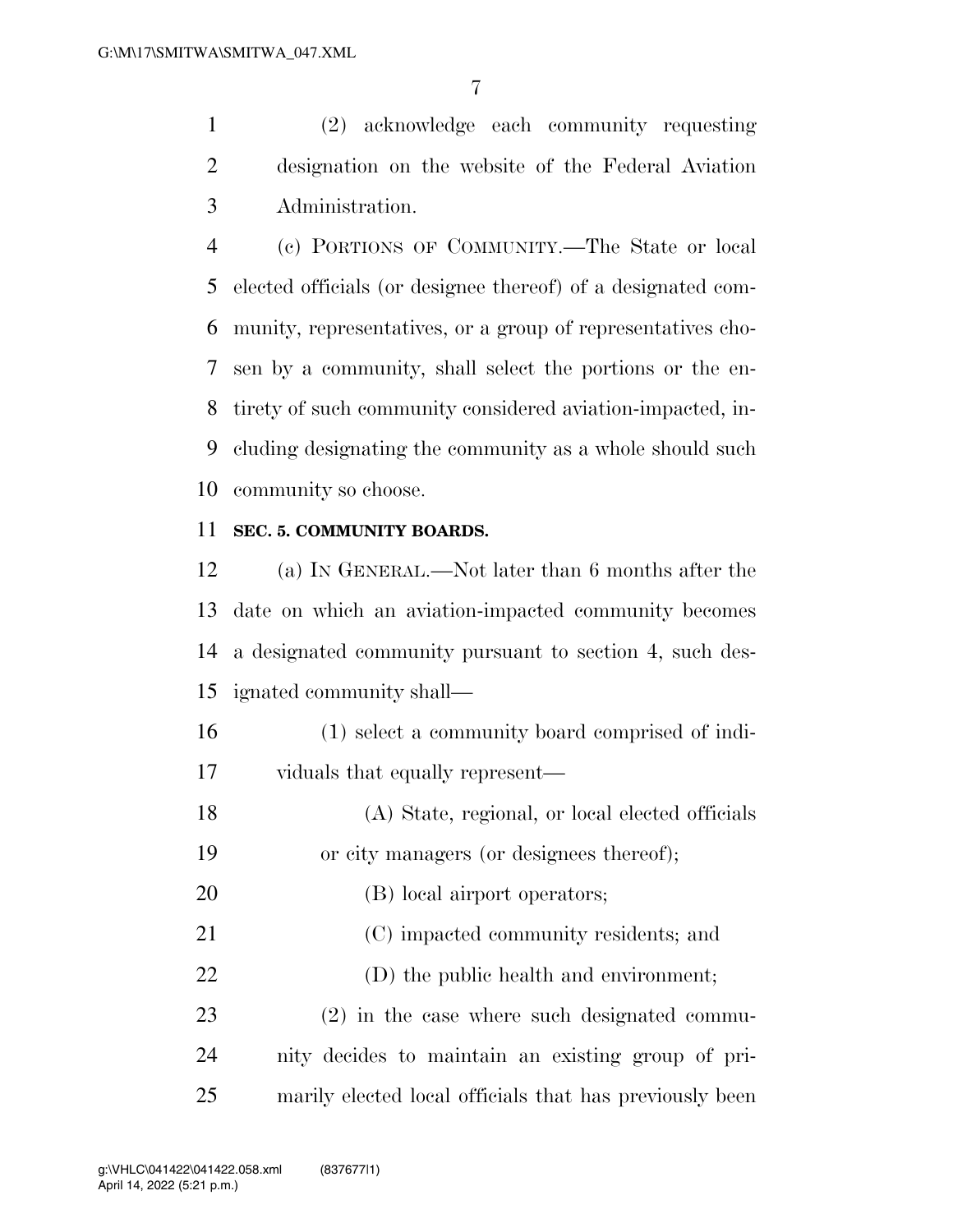(2) acknowledge each community requesting designation on the website of the Federal Aviation Administration.

(c) PORTIONS OF COMMUNITY.—The State or local elected officials (or designee thereof) of a designated community, representatives, or a group of representatives chosen by a community, shall select the portions or the entirety of such community considered aviation-impacted, including designating the community as a whole should such community so choose.

**SEC. 5. COMMUNITY BOARDS.**

(a) IN GENERAL.—Not later than 6 months after the date on which an aviation-impacted community becomes a designated community pursuant to section 4, such designated community shall—

(1) select a community board comprised of individuals that equally represent—

(A) State, regional, or local elected officials or city managers (or designees thereof);

(B) local airport operators;

(C) impacted community residents; and

(D) the public health and environment;

(2) in the case where such designated community decides to maintain an existing group of primarily elected local officials that has previously been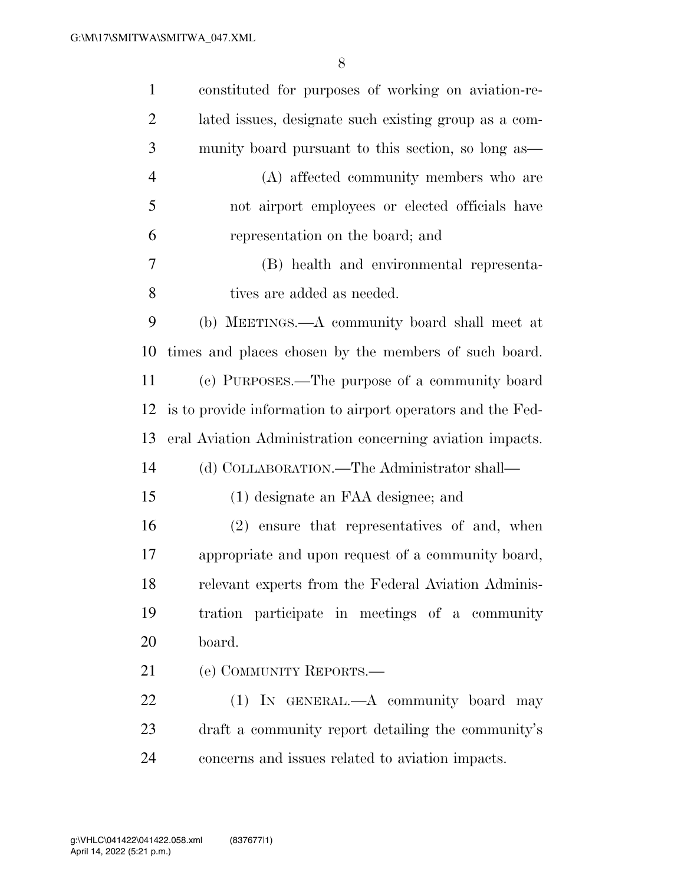constituted for purposes of working on aviation-related issues, designate such existing group as a community board pursuant to this section, so long as—

(A) affected community members who are not airport employees or elected officials have representation on the board; and

(B) health and environmental representatives are added as needed.

(b) MEETINGS.—A community board shall meet at times and places chosen by the members of such board.

(c) PURPOSES.—The purpose of a community board is to provide information to airport operators and the Federal Aviation Administration concerning aviation impacts.

(d) COLLABORATION.—The Administrator shall—

(1) designate an FAA designee; and

(2) ensure that representatives of and, when appropriate and upon request of a community board, relevant experts from the Federal Aviation Administration participate in meetings of a community board.

(e) COMMUNITY REPORTS.—

(1) IN GENERAL.—A community board may draft a community report detailing the community's concerns and issues related to aviation impacts.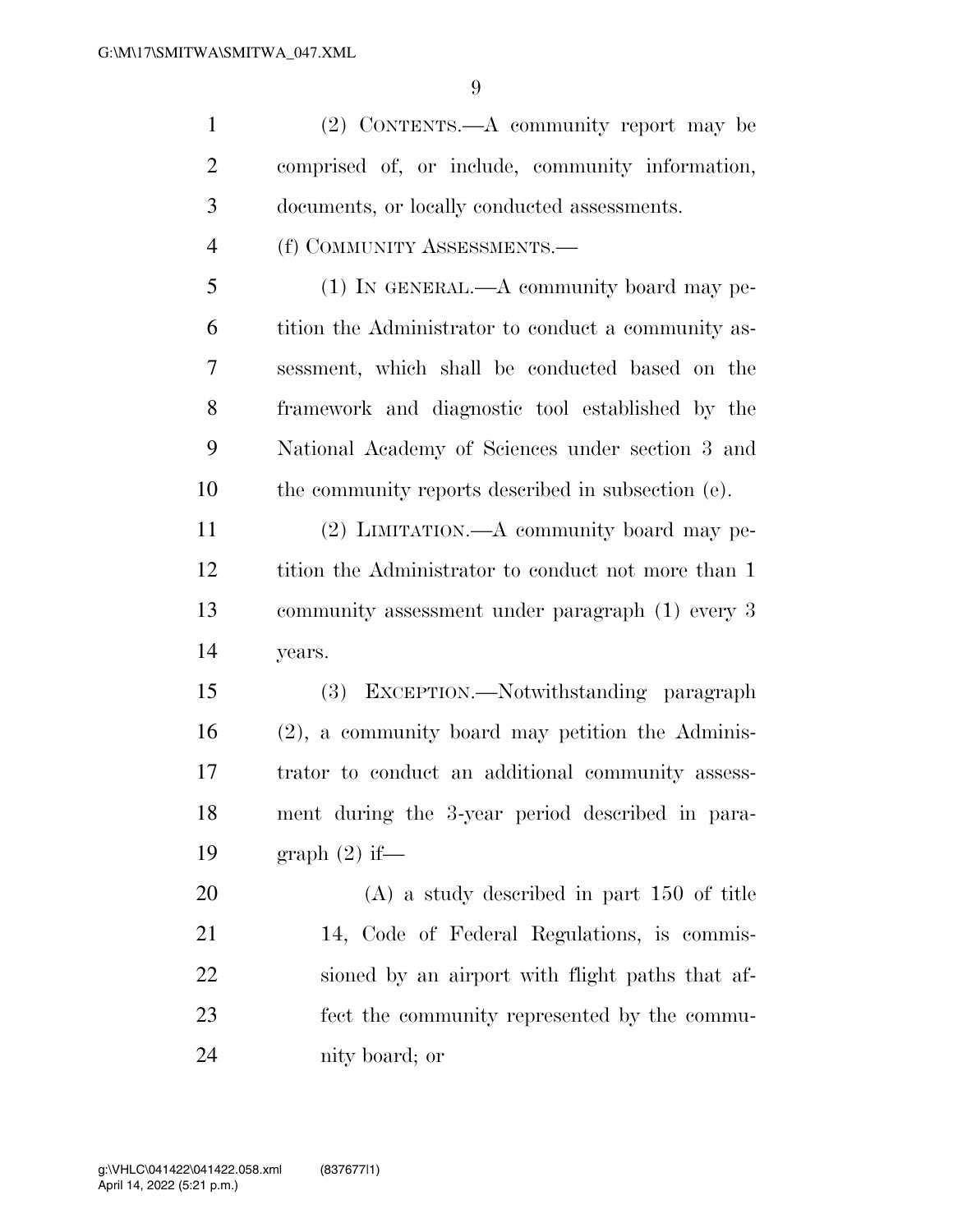(2) CONTENTS.—A community report may be comprised of, or include, community information, documents, or locally conducted assessments.

(f) COMMUNITY ASSESSMENTS.—

(1) IN GENERAL.—A community board may petition the Administrator to conduct a community assessment, which shall be conducted based on the framework and diagnostic tool established by the National Academy of Sciences under section 3 and the community reports described in subsection (e).

(2) LIMITATION.—A community board may petition the Administrator to conduct not more than 1 community assessment under paragraph (1) every 3 years.

(3) EXCEPTION.—Notwithstanding paragraph (2), a community board may petition the Administrator to conduct an additional community assessment during the 3-year period described in paragraph (2) if—

(A) a study described in part 150 of title 14, Code of Federal Regulations, is commissioned by an airport with flight paths that affect the community represented by the community board; or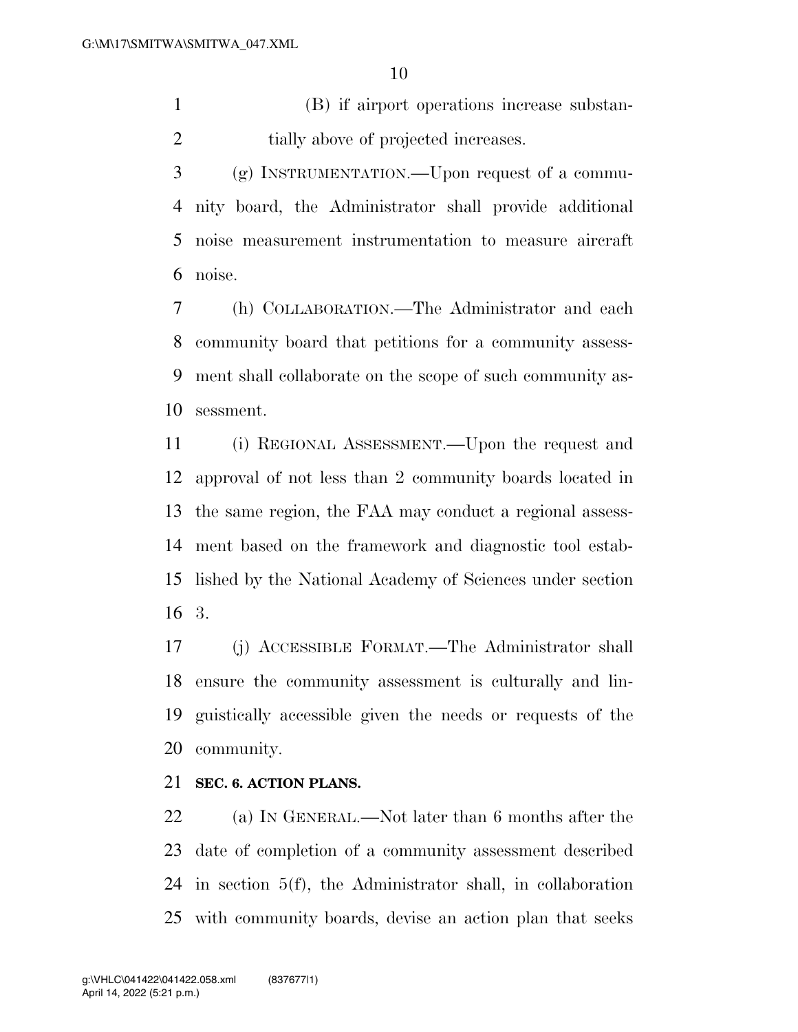(B) if airport operations increase substantially above of projected increases.

(g) INSTRUMENTATION.—Upon request of a community board, the Administrator shall provide additional noise measurement instrumentation to measure aircraft noise.

(h) COLLABORATION.—The Administrator and each community board that petitions for a community assessment shall collaborate on the scope of such community assessment.

(i) REGIONAL ASSESSMENT.—Upon the request and approval of not less than 2 community boards located in the same region, the FAA may conduct a regional assessment based on the framework and diagnostic tool established by the National Academy of Sciences under section 3.

(j) ACCESSIBLE FORMAT.—The Administrator shall ensure the community assessment is culturally and linguistically accessible given the needs or requests of the community.

**SEC. 6. ACTION PLANS.**

(a) IN GENERAL.—Not later than 6 months after the date of completion of a community assessment described in section 5(f), the Administrator shall, in collaboration with community boards, devise an action plan that seeks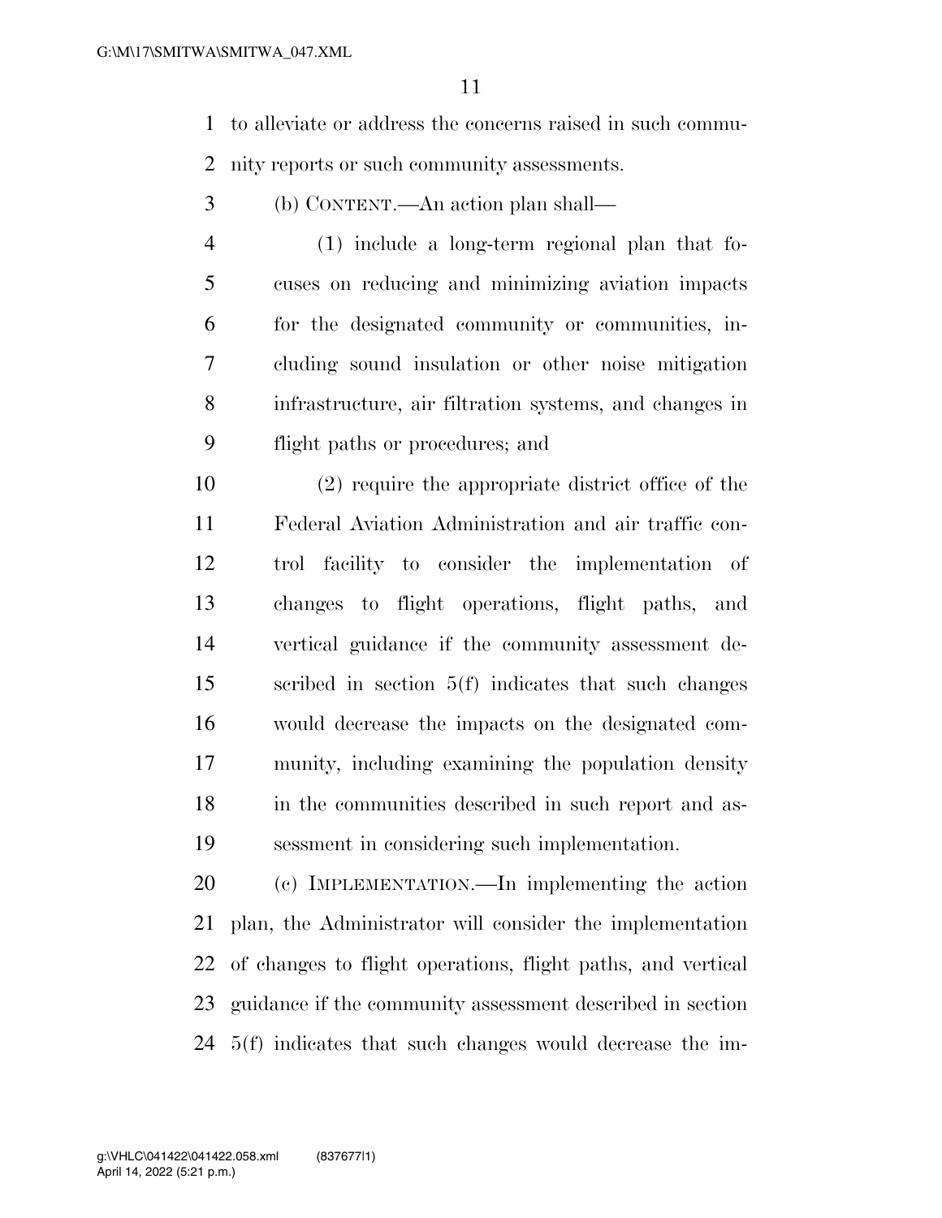to alleviate or address the concerns raised in such community reports or such community assessments.

(b) CONTENT.—An action plan shall—

(1) include a long-term regional plan that focuses on reducing and minimizing aviation impacts for the designated community or communities, including sound insulation or other noise mitigation infrastructure, air filtration systems, and changes in flight paths or procedures; and

(2) require the appropriate district office of the Federal Aviation Administration and air traffic control facility to consider the implementation of changes to flight operations, flight paths, and vertical guidance if the community assessment described in section 5(f) indicates that such changes would decrease the impacts on the designated community, including examining the population density in the communities described in such report and assessment in considering such implementation.

(c) IMPLEMENTATION.—In implementing the action plan, the Administrator will consider the implementation of changes to flight operations, flight paths, and vertical guidance if the community assessment described in section 5(f) indicates that such changes would decrease the im-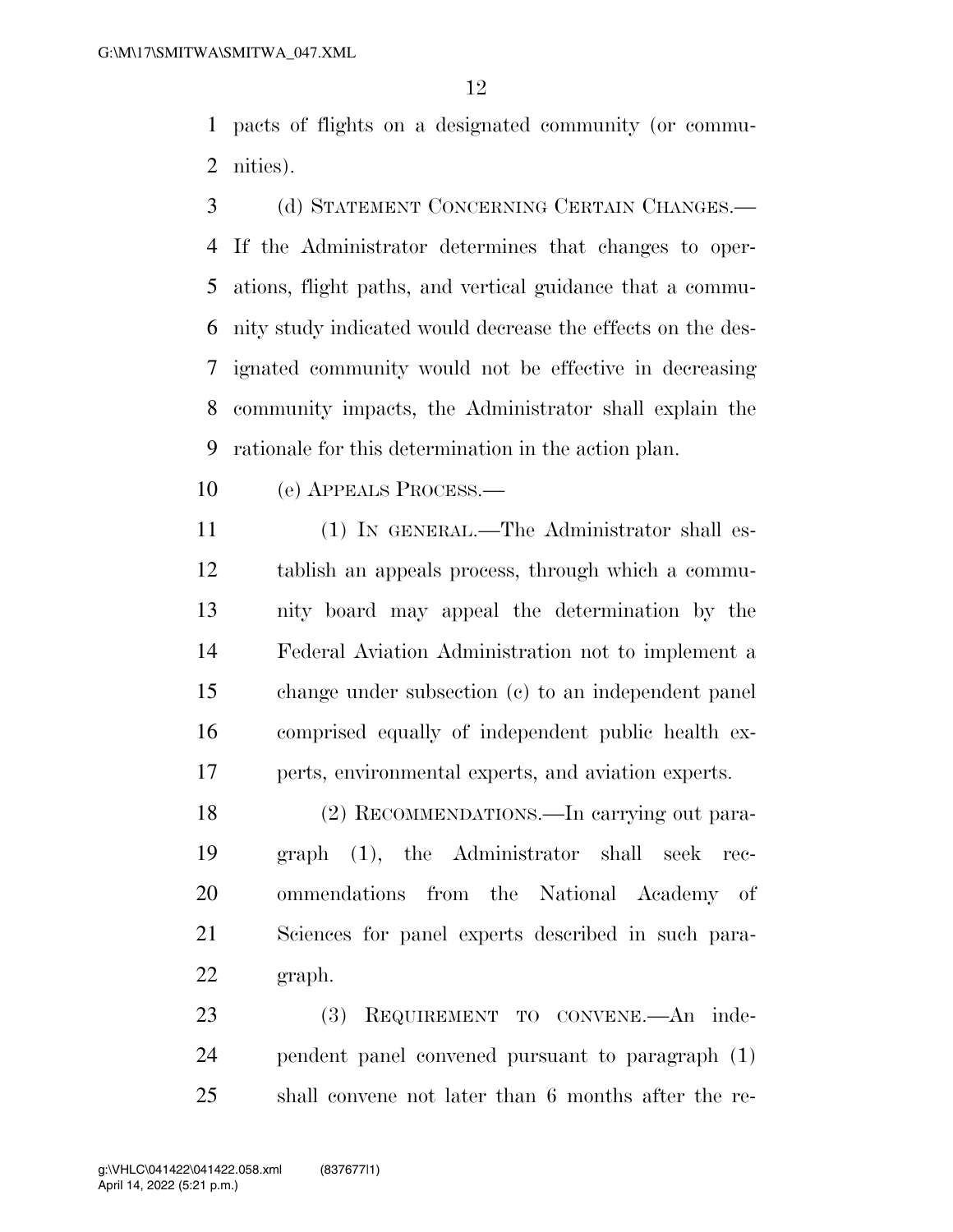pacts of flights on a designated community (or communities).

(d) STATEMENT CONCERNING CERTAIN CHANGES.—If the Administrator determines that changes to operations, flight paths, and vertical guidance that a community study indicated would decrease the effects on the designated community would not be effective in decreasing community impacts, the Administrator shall explain the rationale for this determination in the action plan.

(e) APPEALS PROCESS.—

(1) IN GENERAL.—The Administrator shall establish an appeals process, through which a community board may appeal the determination by the Federal Aviation Administration not to implement a change under subsection (c) to an independent panel comprised equally of independent public health experts, environmental experts, and aviation experts.

(2) RECOMMENDATIONS.—In carrying out paragraph (1), the Administrator shall seek recommendations from the National Academy of Sciences for panel experts described in such paragraph.

(3) REQUIREMENT TO CONVENE.—An independent panel convened pursuant to paragraph (1) shall convene not later than 6 months after the re-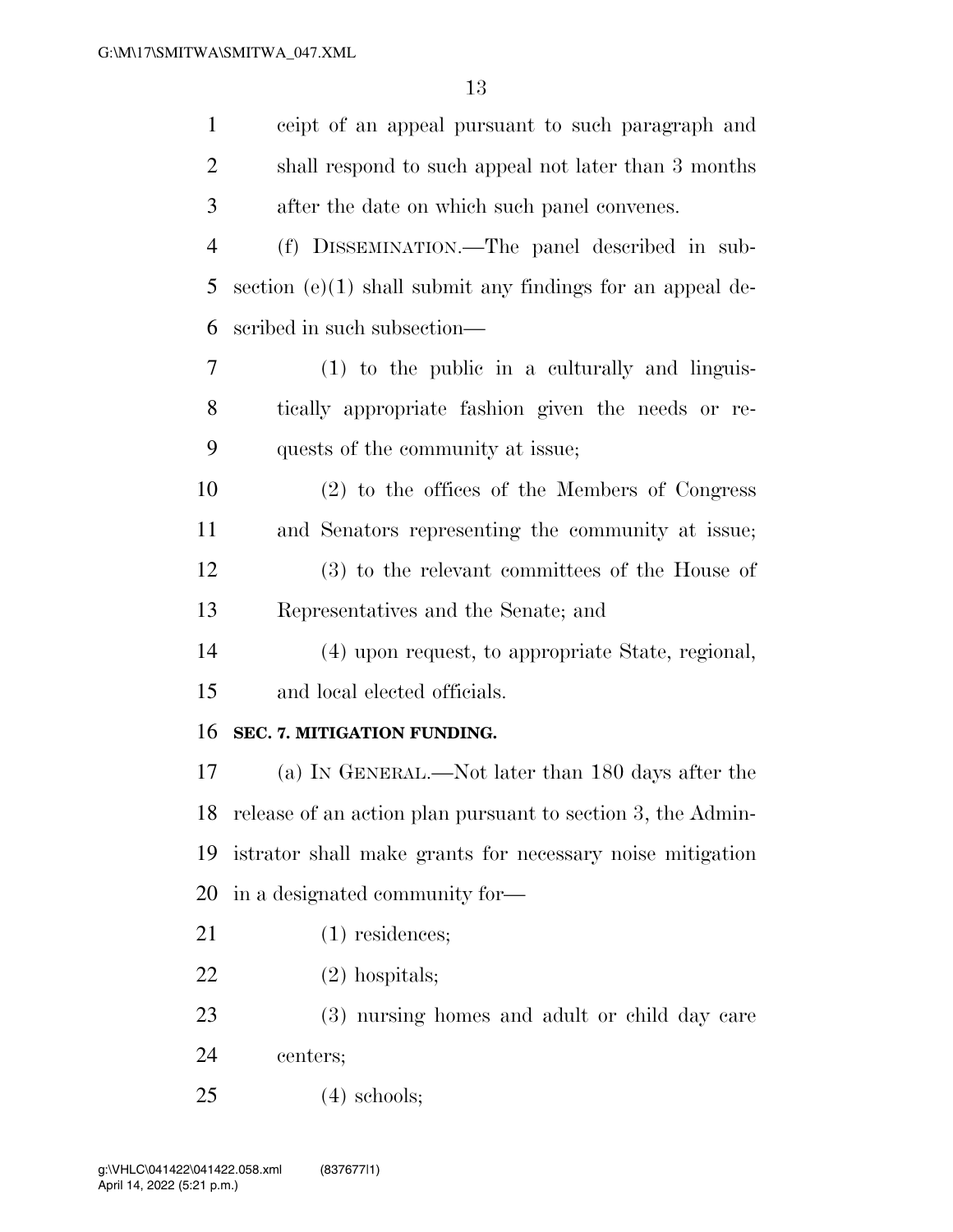ceipt of an appeal pursuant to such paragraph and shall respond to such appeal not later than 3 months after the date on which such panel convenes.

(f) DISSEMINATION.—The panel described in subsection (e)(1) shall submit any findings for an appeal described in such subsection—

(1) to the public in a culturally and linguistically appropriate fashion given the needs or requests of the community at issue;

(2) to the offices of the Members of Congress and Senators representing the community at issue;

(3) to the relevant committees of the House of Representatives and the Senate; and

(4) upon request, to appropriate State, regional, and local elected officials.

**SEC. 7. MITIGATION FUNDING.**

(a) IN GENERAL.—Not later than 180 days after the release of an action plan pursuant to section 3, the Administrator shall make grants for necessary noise mitigation in a designated community for—

(1) residences;

(2) hospitals;

(3) nursing homes and adult or child day care centers;

(4) schools;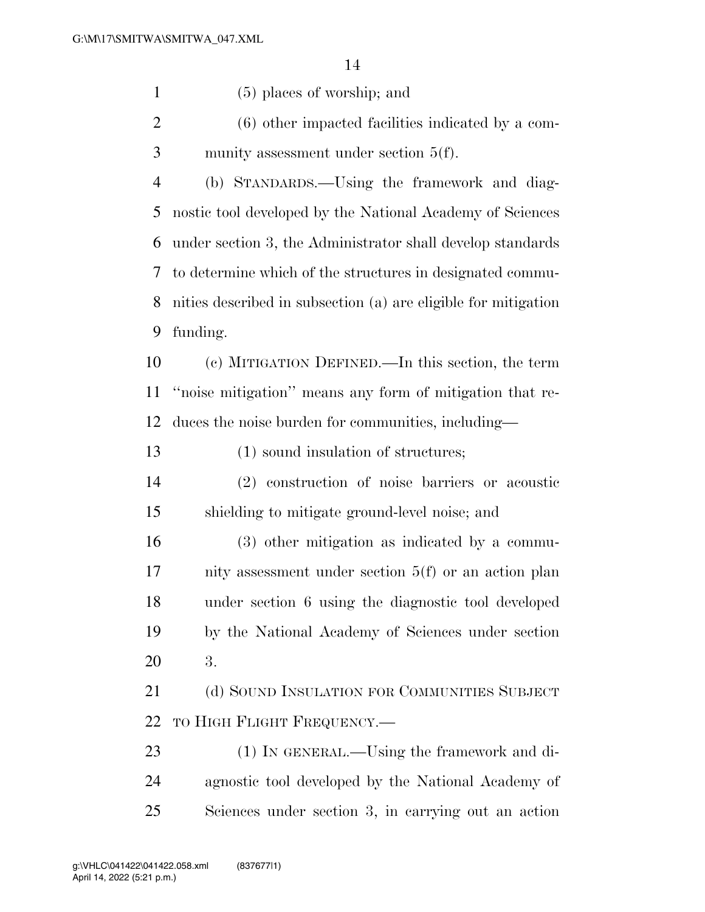(5) places of worship; and

(6) other impacted facilities indicated by a community assessment under section 5(f).

(b) STANDARDS.—Using the framework and diagnostic tool developed by the National Academy of Sciences under section 3, the Administrator shall develop standards to determine which of the structures in designated communities described in subsection (a) are eligible for mitigation funding.

(c) MITIGATION DEFINED.—In this section, the term ''noise mitigation'' means any form of mitigation that reduces the noise burden for communities, including—

(1) sound insulation of structures;

(2) construction of noise barriers or acoustic shielding to mitigate ground-level noise; and

(3) other mitigation as indicated by a community assessment under section 5(f) or an action plan under section 6 using the diagnostic tool developed by the National Academy of Sciences under section 3.

(d) SOUND INSULATION FOR COMMUNITIES SUBJECT TO HIGH FLIGHT FREQUENCY.—

(1) IN GENERAL.—Using the framework and diagnostic tool developed by the National Academy of Sciences under section 3, in carrying out an action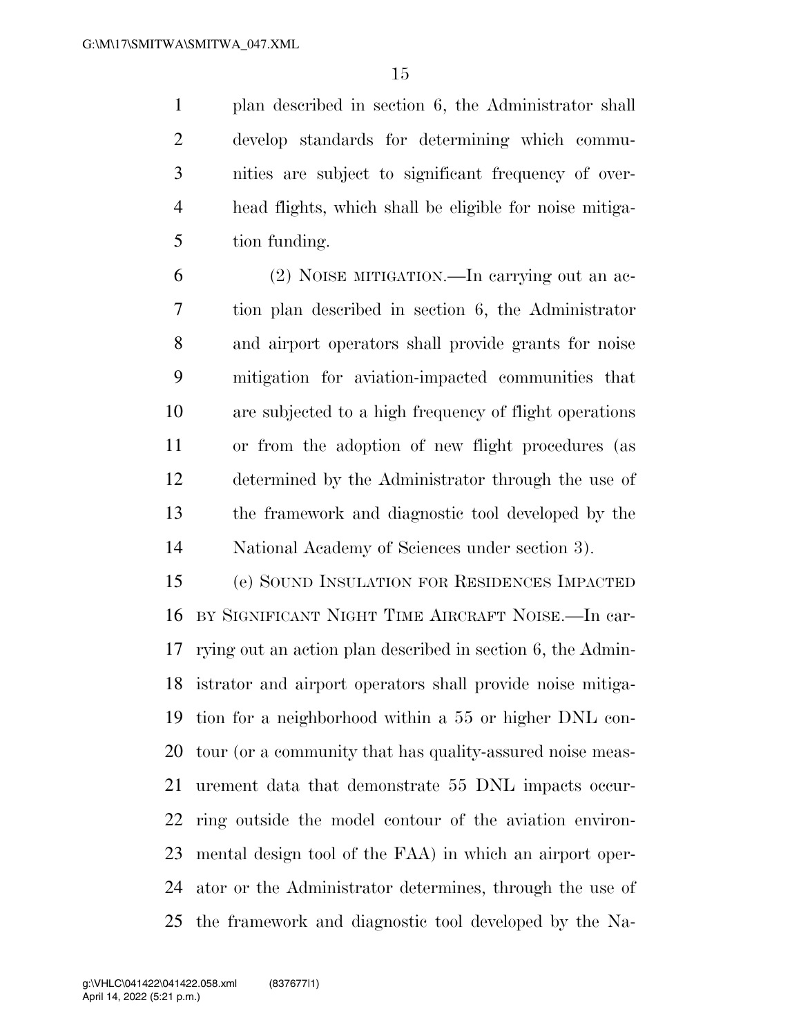plan described in section 6, the Administrator shall develop standards for determining which communities are subject to significant frequency of overhead flights, which shall be eligible for noise mitigation funding.

(2) NOISE MITIGATION.—In carrying out an action plan described in section 6, the Administrator and airport operators shall provide grants for noise mitigation for aviation-impacted communities that are subjected to a high frequency of flight operations or from the adoption of new flight procedures (as determined by the Administrator through the use of the framework and diagnostic tool developed by the National Academy of Sciences under section 3).

(e) SOUND INSULATION FOR RESIDENCES IMPACTED BY SIGNIFICANT NIGHT TIME AIRCRAFT NOISE.—In carrying out an action plan described in section 6, the Administrator and airport operators shall provide noise mitigation for a neighborhood within a 55 or higher DNL contour (or a community that has quality-assured noise measurement data that demonstrate 55 DNL impacts occurring outside the model contour of the aviation environmental design tool of the FAA) in which an airport operator or the Administrator determines, through the use of the framework and diagnostic tool developed by the Na-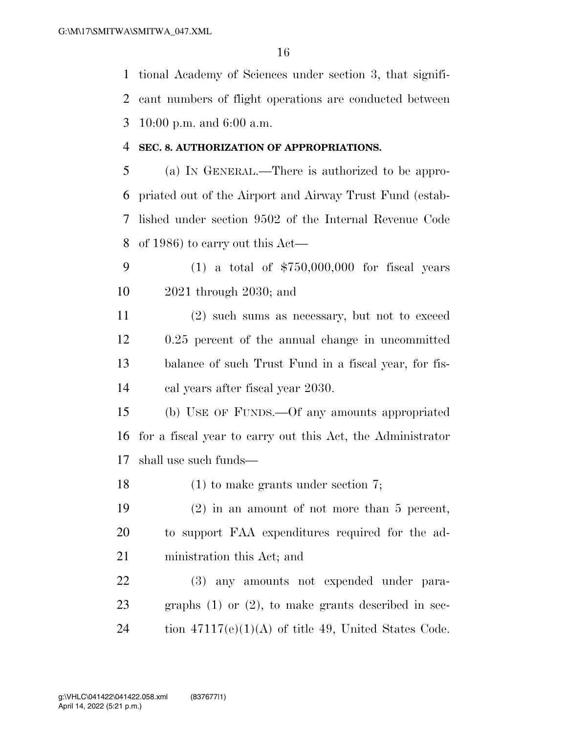tional Academy of Sciences under section 3, that significant numbers of flight operations are conducted between 10:00 p.m. and 6:00 a.m.

**SEC. 8. AUTHORIZATION OF APPROPRIATIONS.**

(a) IN GENERAL.—There is authorized to be appropriated out of the Airport and Airway Trust Fund (established under section 9502 of the Internal Revenue Code of 1986) to carry out this Act—

(1) a total of $750,000,000 for fiscal years 2021 through 2030; and

(2) such sums as necessary, but not to exceed 0.25 percent of the annual change in uncommitted balance of such Trust Fund in a fiscal year, for fiscal years after fiscal year 2030.

(b) USE OF FUNDS.—Of any amounts appropriated for a fiscal year to carry out this Act, the Administrator shall use such funds—

(1) to make grants under section 7;

(2) in an amount of not more than 5 percent, to support FAA expenditures required for the administration this Act; and

(3) any amounts not expended under paragraphs (1) or (2), to make grants described in section 47117(e)(1)(A) of title 49, United States Code.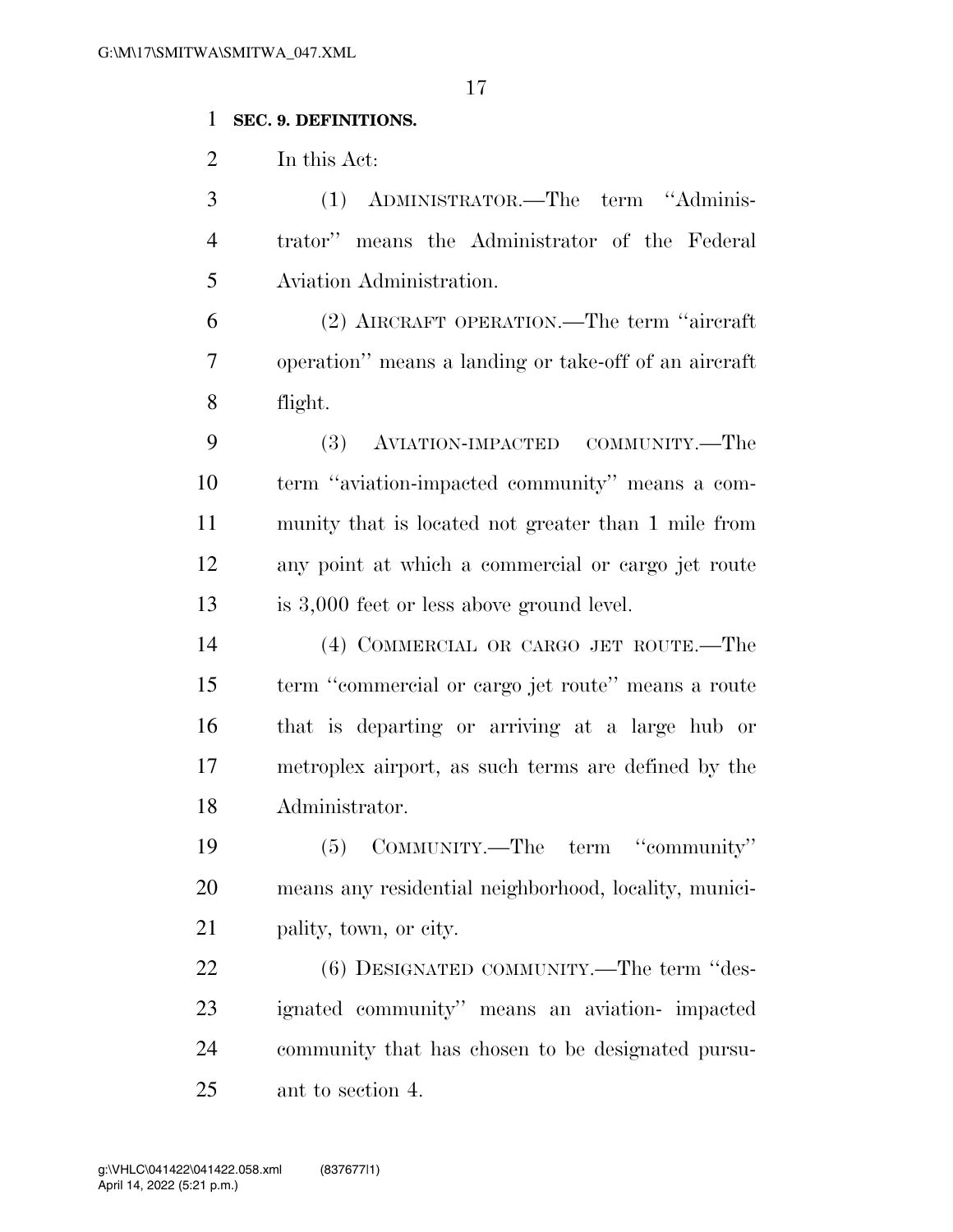**SEC. 9. DEFINITIONS.**

In this Act:

(1) ADMINISTRATOR.—The term ''Administrator'' means the Administrator of the Federal Aviation Administration.

(2) AIRCRAFT OPERATION.—The term ''aircraft operation'' means a landing or take-off of an aircraft flight.

(3) AVIATION-IMPACTED COMMUNITY.—The term ''aviation-impacted community'' means a community that is located not greater than 1 mile from any point at which a commercial or cargo jet route is 3,000 feet or less above ground level.

(4) COMMERCIAL OR CARGO JET ROUTE.—The term ''commercial or cargo jet route'' means a route that is departing or arriving at a large hub or metroplex airport, as such terms are defined by the Administrator.

(5) COMMUNITY.—The term ''community'' means any residential neighborhood, locality, municipality, town, or city.

(6) DESIGNATED COMMUNITY.—The term ''designated community'' means an aviation- impacted community that has chosen to be designated pursuant to section 4.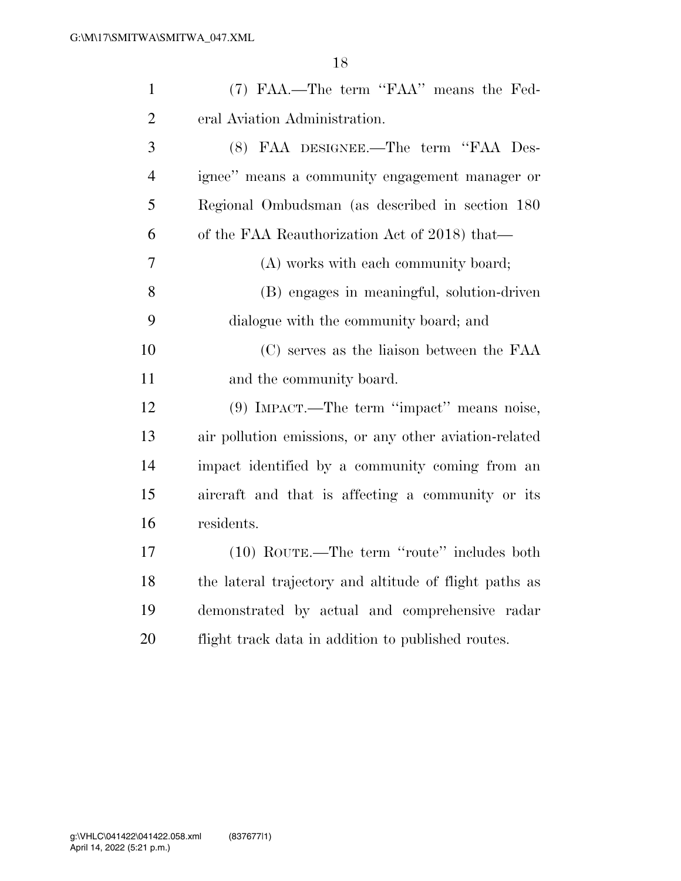(7) FAA.—The term ''FAA'' means the Federal Aviation Administration.

(8) FAA DESIGNEE.—The term ''FAA Designee'' means a community engagement manager or Regional Ombudsman (as described in section 180 of the FAA Reauthorization Act of 2018) that—

(A) works with each community board;

(B) engages in meaningful, solution-driven dialogue with the community board; and

(C) serves as the liaison between the FAA and the community board.

(9) IMPACT.—The term ''impact'' means noise, air pollution emissions, or any other aviation-related impact identified by a community coming from an aircraft and that is affecting a community or its residents.

(10) ROUTE.—The term ''route'' includes both the lateral trajectory and altitude of flight paths as demonstrated by actual and comprehensive radar flight track data in addition to published routes.